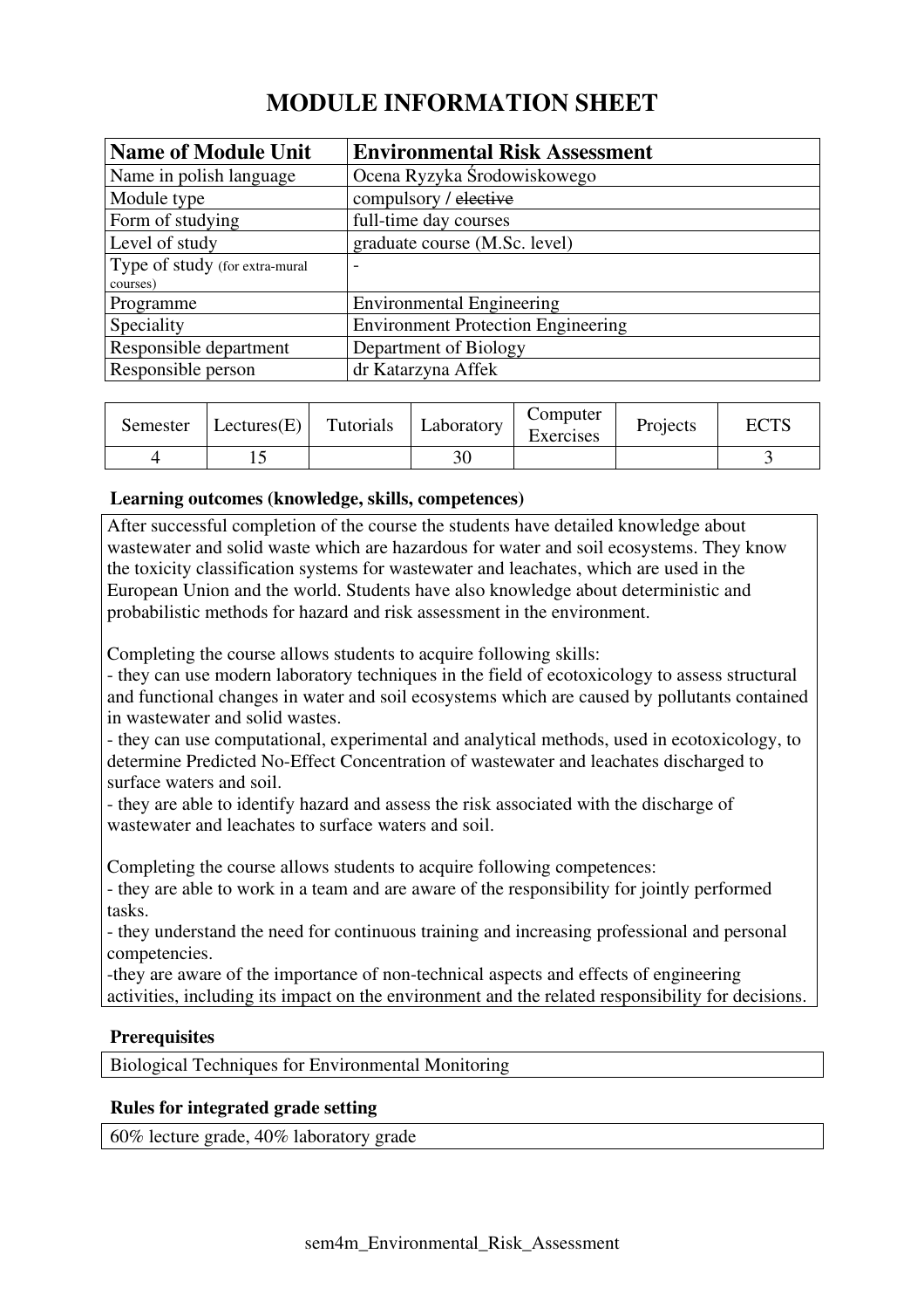# MODULE INFORMATION SHEET

| **Name of Module Unit** | **Environmental Risk Assessment** |
|---|---|
| Name in polish language | Ocena Ryzyka Środowiskowego |
| Module type | compulsory / ~~elective~~ |
| Form of studying | full-time day courses |
| Level of study | graduate course (M.Sc. level) |
| Type of study (for extra-mural courses) | - |
| Programme | Environmental Engineering |
| Speciality | Environment Protection Engineering |
| Responsible department | Department of Biology |
| Responsible person | dr Katarzyna Affek |

| Semester | Lectures(E) | Tutorials | Laboratory | Computer Exercises | Projects | ECTS |
|---|---|---|---|---|---|---|
| 4 | 15 | | 30 | | | 3 |

### Learning outcomes (knowledge, skills, competences)

After successful completion of the course the students have detailed knowledge about wastewater and solid waste which are hazardous for water and soil ecosystems. They know the toxicity classification systems for wastewater and leachates, which are used in the European Union and the world. Students have also knowledge about deterministic and probabilistic methods for hazard and risk assessment in the environment.

Completing the course allows students to acquire following skills:
- they can use modern laboratory techniques in the field of ecotoxicology to assess structural and functional changes in water and soil ecosystems which are caused by pollutants contained in wastewater and solid wastes.
- they can use computational, experimental and analytical methods, used in ecotoxicology, to determine Predicted No-Effect Concentration of wastewater and leachates discharged to surface waters and soil.
- they are able to identify hazard and assess the risk associated with the discharge of wastewater and leachates to surface waters and soil.

Completing the course allows students to acquire following competences:
- they are able to work in a team and are aware of the responsibility for jointly performed tasks.
- they understand the need for continuous training and increasing professional and personal competencies.
-they are aware of the importance of non-technical aspects and effects of engineering activities, including its impact on the environment and the related responsibility for decisions.

### Prerequisites

Biological Techniques for Environmental Monitoring

### Rules for integrated grade setting

60% lecture grade, 40% laboratory grade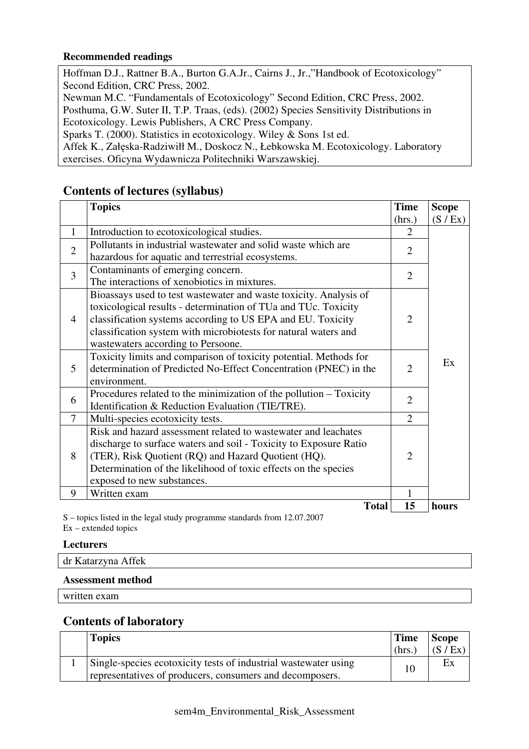**Recommended readings**

Hoffman D.J., Rattner B.A., Burton G.A.Jr., Cairns J., Jr.,"Handbook of Ecotoxicology" Second Edition, CRC Press, 2002.
Newman M.C. "Fundamentals of Ecotoxicology" Second Edition, CRC Press, 2002.
Posthuma, G.W. Suter II, T.P. Traas, (eds). (2002) Species Sensitivity Distributions in Ecotoxicology. Lewis Publishers, A CRC Press Company.
Sparks T. (2000). Statistics in ecotoxicology. Wiley & Sons 1st ed.
Affek K., Załęska-Radziwiłł M., Doskocz N., Łebkowska M. Ecotoxicology. Laboratory exercises. Oficyna Wydawnicza Politechniki Warszawskiej.

## Contents of lectures (syllabus)

| | Topics | Time (hrs.) | Scope (S / Ex) |
|---|---|---|---|
| 1 | Introduction to ecotoxicological studies. | 2 | Ex |
| 2 | Pollutants in industrial wastewater and solid waste which are hazardous for aquatic and terrestrial ecosystems. | 2 | |
| 3 | Contaminants of emerging concern. The interactions of xenobiotics in mixtures. | 2 | |
| 4 | Bioassays used to test wastewater and waste toxicity. Analysis of toxicological results - determination of TUa and TUc. Toxicity classification systems according to US EPA and EU. Toxicity classification system with microbiotests for natural waters and wastewaters according to Persoone. | 2 | |
| 5 | Toxicity limits and comparison of toxicity potential. Methods for determination of Predicted No-Effect Concentration (PNEC) in the environment. | 2 | |
| 6 | Procedures related to the minimization of the pollution – Toxicity Identification & Reduction Evaluation (TIE/TRE). | 2 | |
| 7 | Multi-species ecotoxicity tests. | 2 | |
| 8 | Risk and hazard assessment related to wastewater and leachates discharge to surface waters and soil - Toxicity to Exposure Ratio (TER), Risk Quotient (RQ) and Hazard Quotient (HQ). Determination of the likelihood of toxic effects on the species exposed to new substances. | 2 | |
| 9 | Written exam | 1 | |
| | **Total** | **15** | **hours** |

S – topics listed in the legal study programme standards from 12.07.2007
Ex – extended topics

**Lecturers**

dr Katarzyna Affek

**Assessment method**

written exam

## Contents of laboratory

| | Topics | Time (hrs.) | Scope (S / Ex) |
|---|---|---|---|
| 1 | Single-species ecotoxicity tests of industrial wastewater using representatives of producers, consumers and decomposers. | 10 | Ex |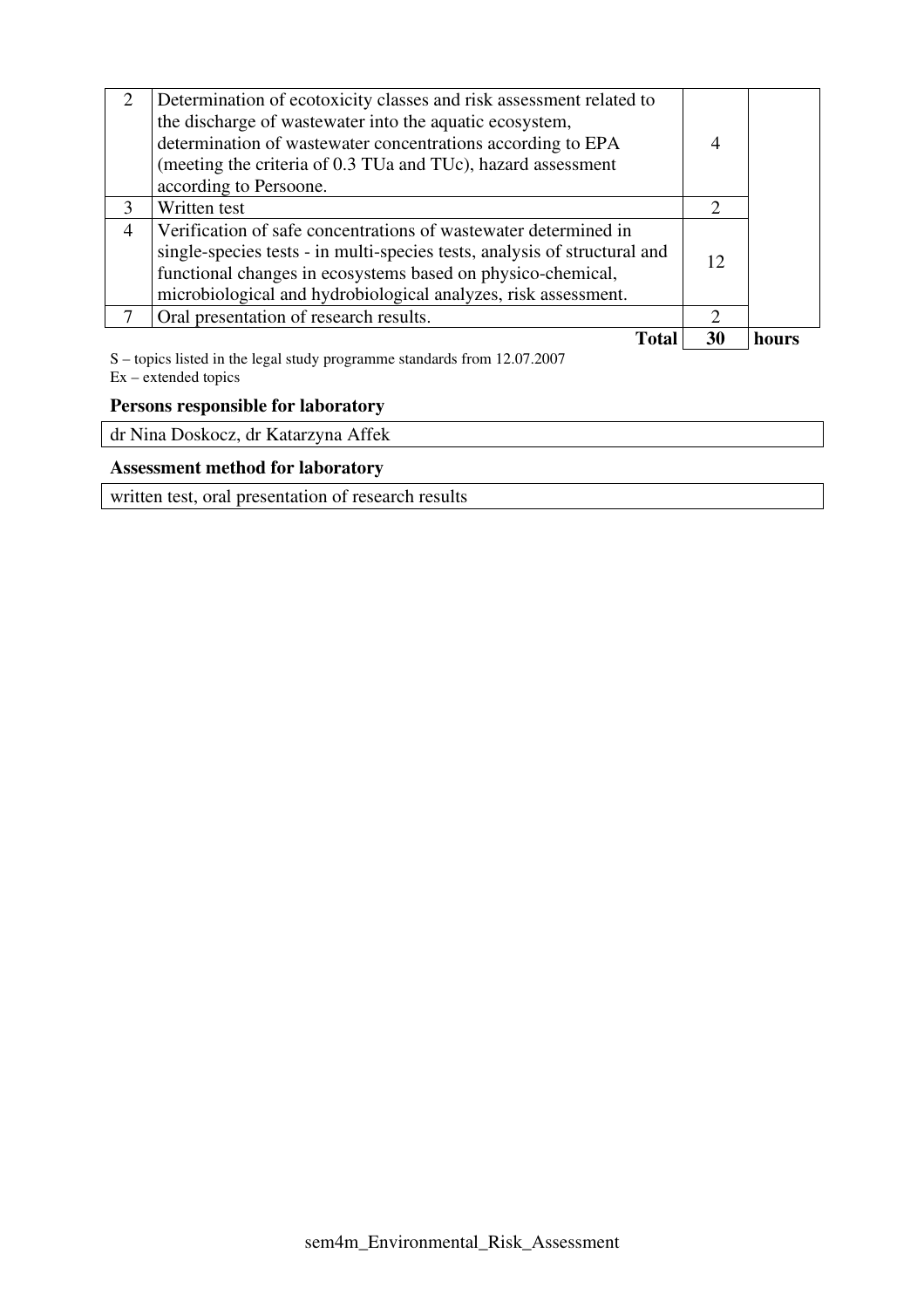| | | | |
|---|---|---|---|
| 2 | Determination of ecotoxicity classes and risk assessment related to the discharge of wastewater into the aquatic ecosystem, determination of wastewater concentrations according to EPA (meeting the criteria of 0.3 TUa and TUc), hazard assessment according to Persoone. | 4 | |
| 3 | Written test | 2 | |
| 4 | Verification of safe concentrations of wastewater determined in single-species tests - in multi-species tests, analysis of structural and functional changes in ecosystems based on physico-chemical, microbiological and hydrobiological analyzes, risk assessment. | 12 | |
| 7 | Oral presentation of research results. | 2 | |
| | **Total** | **30** | **hours** |

S – topics listed in the legal study programme standards from 12.07.2007
Ex – extended topics

**Persons responsible for laboratory**

dr Nina Doskocz, dr Katarzyna Affek

**Assessment method for laboratory**

written test, oral presentation of research results